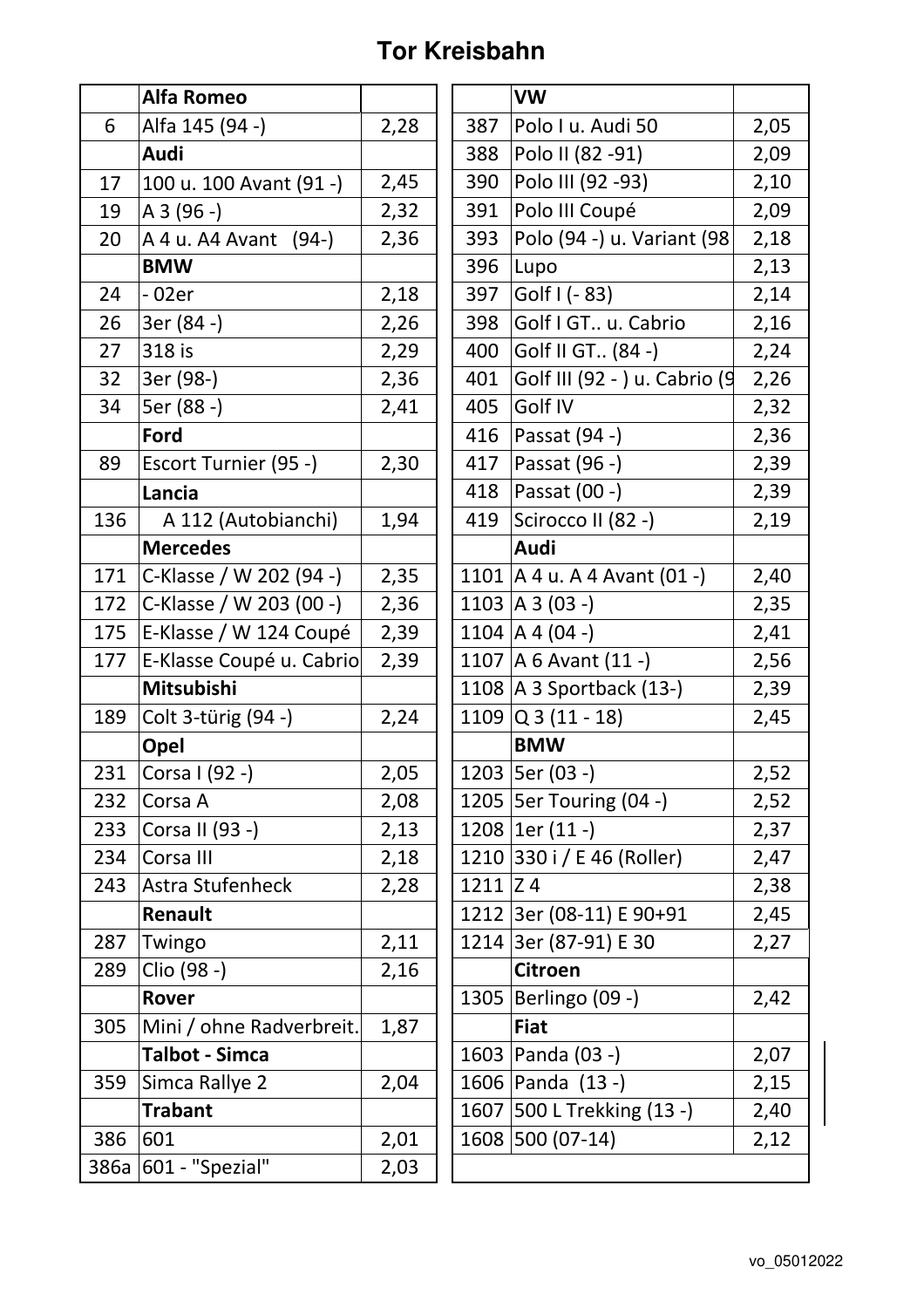# Tor Kreisbahn

| | Alfa Romeo | |
|---|---|---|
| 6 | Alfa 145 (94 -) | 2,28 |
| | **Audi** | |
| 17 | 100 u. 100 Avant (91 -) | 2,45 |
| 19 | A 3 (96 -) | 2,32 |
| 20 | A 4 u. A4 Avant (94-) | 2,36 |
| | **BMW** | |
| 24 | - 02er | 2,18 |
| 26 | 3er (84 -) | 2,26 |
| 27 | 318 is | 2,29 |
| 32 | 3er (98-) | 2,36 |
| 34 | 5er (88 -) | 2,41 |
| | **Ford** | |
| 89 | Escort Turnier (95 -) | 2,30 |
| | **Lancia** | |
| 136 | A 112 (Autobianchi) | 1,94 |
| | **Mercedes** | |
| 171 | C-Klasse / W 202 (94 -) | 2,35 |
| 172 | C-Klasse / W 203 (00 -) | 2,36 |
| 175 | E-Klasse / W 124 Coupé | 2,39 |
| 177 | E-Klasse Coupé u. Cabrio | 2,39 |
| | **Mitsubishi** | |
| 189 | Colt 3-türig (94 -) | 2,24 |
| | **Opel** | |
| 231 | Corsa I (92 -) | 2,05 |
| 232 | Corsa A | 2,08 |
| 233 | Corsa II (93 -) | 2,13 |
| 234 | Corsa III | 2,18 |
| 243 | Astra Stufenheck | 2,28 |
| | **Renault** | |
| 287 | Twingo | 2,11 |
| 289 | Clio (98 -) | 2,16 |
| | **Rover** | |
| 305 | Mini / ohne Radverbreit. | 1,87 |
| | **Talbot - Simca** | |
| 359 | Simca Rallye 2 | 2,04 |
| | **Trabant** | |
| 386 | 601 | 2,01 |
| 386a | 601 - "Spezial" | 2,03 |

| | VW | |
|---|---|---|
| 387 | Polo I u. Audi 50 | 2,05 |
| 388 | Polo II (82 -91) | 2,09 |
| 390 | Polo III (92 -93) | 2,10 |
| 391 | Polo III Coupé | 2,09 |
| 393 | Polo (94 -) u. Variant (98 | 2,18 |
| 396 | Lupo | 2,13 |
| 397 | Golf I (- 83) | 2,14 |
| 398 | Golf I GT.. u. Cabrio | 2,16 |
| 400 | Golf II GT.. (84 -) | 2,24 |
| 401 | Golf III (92 - ) u. Cabrio (9 | 2,26 |
| 405 | Golf IV | 2,32 |
| 416 | Passat (94 -) | 2,36 |
| 417 | Passat (96 -) | 2,39 |
| 418 | Passat (00 -) | 2,39 |
| 419 | Scirocco II (82 -) | 2,19 |
| | **Audi** | |
| 1101 | A 4 u. A 4 Avant (01 -) | 2,40 |
| 1103 | A 3 (03 -) | 2,35 |
| 1104 | A 4 (04 -) | 2,41 |
| 1107 | A 6 Avant (11 -) | 2,56 |
| 1108 | A 3 Sportback (13-) | 2,39 |
| 1109 | Q 3 (11 - 18) | 2,45 |
| | **BMW** | |
| 1203 | 5er (03 -) | 2,52 |
| 1205 | 5er Touring (04 -) | 2,52 |
| 1208 | 1er (11 -) | 2,37 |
| 1210 | 330 i / E 46 (Roller) | 2,47 |
| 1211 | Z 4 | 2,38 |
| 1212 | 3er (08-11) E 90+91 | 2,45 |
| 1214 | 3er (87-91) E 30 | 2,27 |
| | **Citroen** | |
| 1305 | Berlingo (09 -) | 2,42 |
| | **Fiat** | |
| 1603 | Panda (03 -) | 2,07 |
| 1606 | Panda (13 -) | 2,15 |
| 1607 | 500 L Trekking (13 -) | 2,40 |
| 1608 | 500 (07-14) | 2,12 |

vo_05012022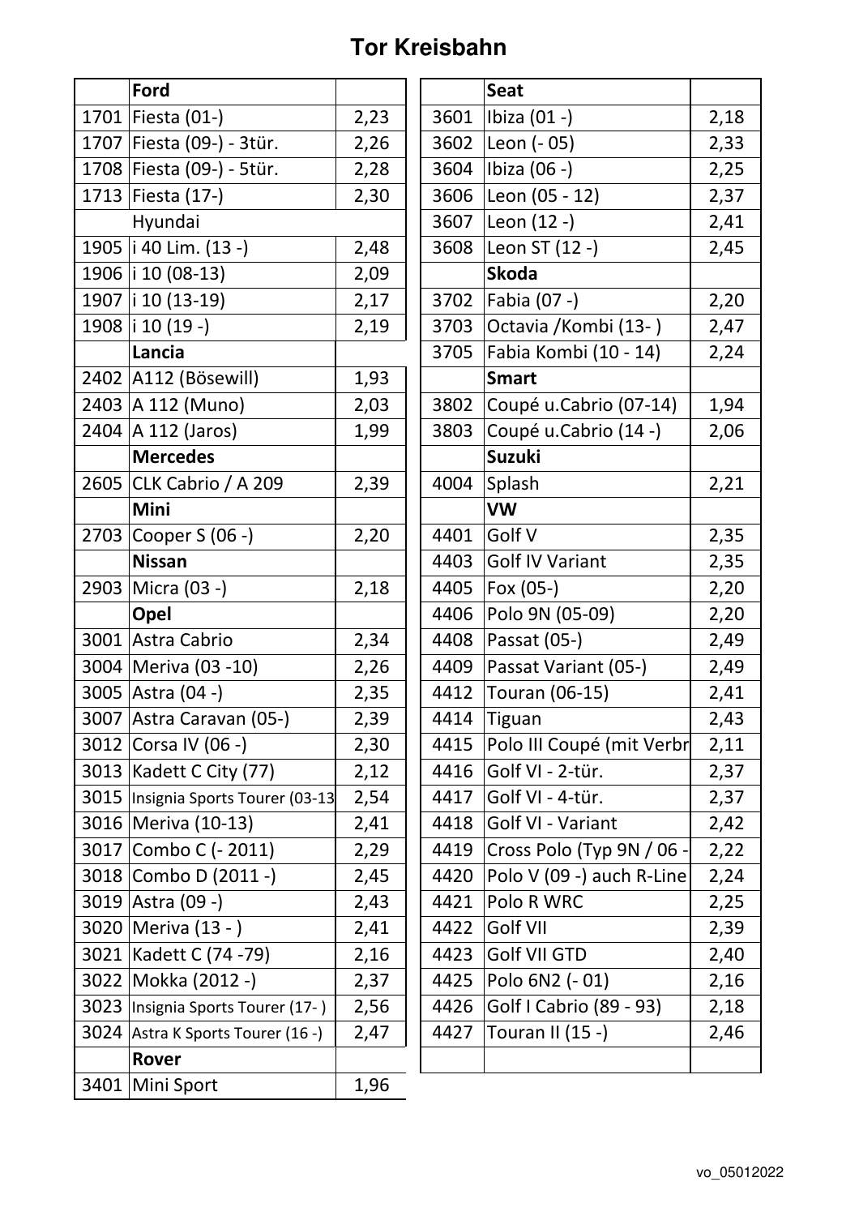# Tor Kreisbahn

| | | |
|---|---|---|
| | **Ford** | |
| 1701 | Fiesta (01-) | 2,23 |
| 1707 | Fiesta (09-) - 3tür. | 2,26 |
| 1708 | Fiesta (09-) - 5tür. | 2,28 |
| 1713 | Fiesta (17-) | 2,30 |
| | Hyundai | |
| 1905 | i 40 Lim. (13 -) | 2,48 |
| 1906 | i 10 (08-13) | 2,09 |
| 1907 | i 10 (13-19) | 2,17 |
| 1908 | i 10 (19 -) | 2,19 |
| | **Lancia** | |
| 2402 | A112 (Bösewill) | 1,93 |
| 2403 | A 112 (Muno) | 2,03 |
| 2404 | A 112 (Jaros) | 1,99 |
| | **Mercedes** | |
| 2605 | CLK Cabrio / A 209 | 2,39 |
| | **Mini** | |
| 2703 | Cooper S (06 -) | 2,20 |
| | **Nissan** | |
| 2903 | Micra (03 -) | 2,18 |
| | **Opel** | |
| 3001 | Astra Cabrio | 2,34 |
| 3004 | Meriva (03 -10) | 2,26 |
| 3005 | Astra (04 -) | 2,35 |
| 3007 | Astra Caravan (05-) | 2,39 |
| 3012 | Corsa IV (06 -) | 2,30 |
| 3013 | Kadett C City (77) | 2,12 |
| 3015 | Insignia Sports Tourer (03-13 | 2,54 |
| 3016 | Meriva (10-13) | 2,41 |
| 3017 | Combo C (- 2011) | 2,29 |
| 3018 | Combo D (2011 -) | 2,45 |
| 3019 | Astra (09 -) | 2,43 |
| 3020 | Meriva (13 - ) | 2,41 |
| 3021 | Kadett C (74 -79) | 2,16 |
| 3022 | Mokka (2012 -) | 2,37 |
| 3023 | Insignia Sports Tourer (17- ) | 2,56 |
| 3024 | Astra K Sports Tourer (16 -) | 2,47 |
| | **Rover** | |
| 3401 | Mini Sport | 1,96 |

| | | |
|---|---|---|
| | **Seat** | |
| 3601 | Ibiza (01 -) | 2,18 |
| 3602 | Leon (- 05) | 2,33 |
| 3604 | Ibiza (06 -) | 2,25 |
| 3606 | Leon (05 - 12) | 2,37 |
| 3607 | Leon (12 -) | 2,41 |
| 3608 | Leon ST (12 -) | 2,45 |
| | **Skoda** | |
| 3702 | Fabia (07 -) | 2,20 |
| 3703 | Octavia /Kombi (13- ) | 2,47 |
| 3705 | Fabia Kombi (10 - 14) | 2,24 |
| | **Smart** | |
| 3802 | Coupé u.Cabrio (07-14) | 1,94 |
| 3803 | Coupé u.Cabrio (14 -) | 2,06 |
| | **Suzuki** | |
| 4004 | Splash | 2,21 |
| | **VW** | |
| 4401 | Golf V | 2,35 |
| 4403 | Golf IV Variant | 2,35 |
| 4405 | Fox (05-) | 2,20 |
| 4406 | Polo 9N (05-09) | 2,20 |
| 4408 | Passat (05-) | 2,49 |
| 4409 | Passat Variant (05-) | 2,49 |
| 4412 | Touran (06-15) | 2,41 |
| 4414 | Tiguan | 2,43 |
| 4415 | Polo III Coupé (mit Verbr | 2,11 |
| 4416 | Golf VI - 2-tür. | 2,37 |
| 4417 | Golf VI - 4-tür. | 2,37 |
| 4418 | Golf VI - Variant | 2,42 |
| 4419 | Cross Polo (Typ 9N / 06 - | 2,22 |
| 4420 | Polo V (09 -) auch R-Line | 2,24 |
| 4421 | Polo R WRC | 2,25 |
| 4422 | Golf VII | 2,39 |
| 4423 | Golf VII GTD | 2,40 |
| 4425 | Polo 6N2 (- 01) | 2,16 |
| 4426 | Golf I Cabrio (89 - 93) | 2,18 |
| 4427 | Touran II (15 -) | 2,46 |
| | | |

vo_05012022